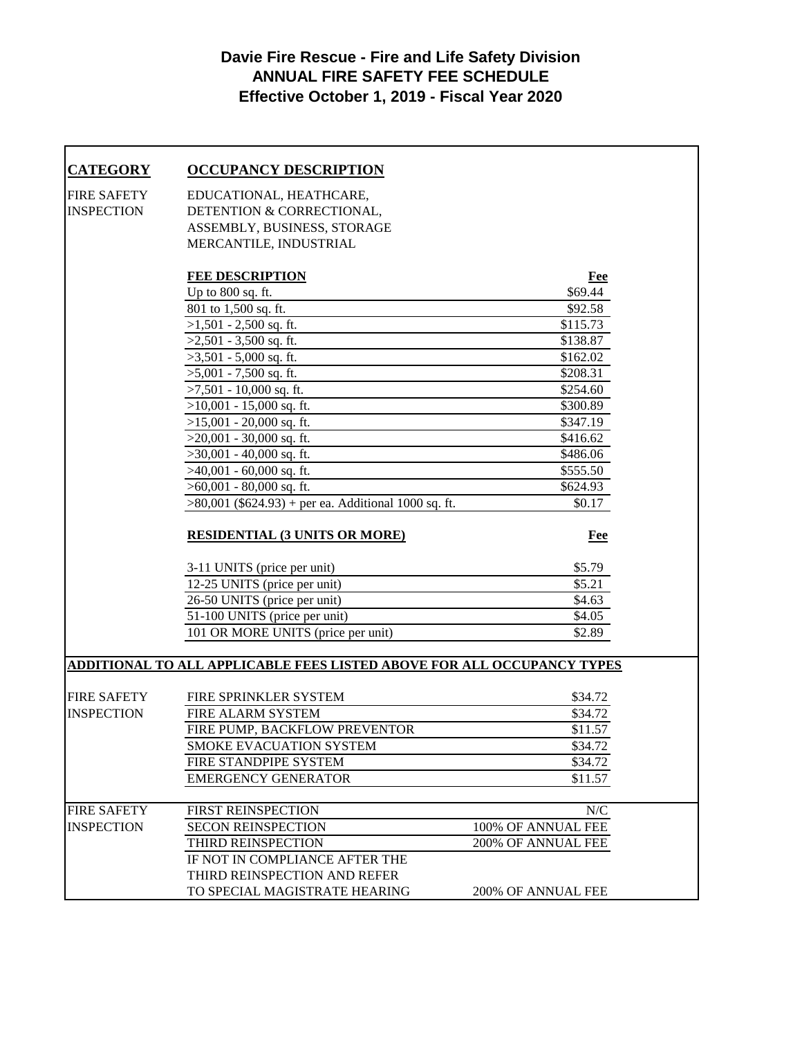# Davie Fire Rescue - Fire and Life Safety Division
## ANNUAL FIRE SAFETY FEE SCHEDULE
### Effective October 1, 2019 - Fiscal Year 2020

| CATEGORY | OCCUPANCY DESCRIPTION | |
|---|---|---|
| FIRE SAFETY INSPECTION | EDUCATIONAL, HEATHCARE, DETENTION & CORRECTIONAL, ASSEMBLY, BUSINESS, STORAGE MERCANTILE, INDUSTRIAL | |
| | **FEE DESCRIPTION** | **Fee** |
| | Up to 800 sq. ft. | $69.44 |
| | 801 to 1,500 sq. ft. | $92.58 |
| | >1,501 - 2,500 sq. ft. | $115.73 |
| | >2,501 - 3,500 sq. ft. | $138.87 |
| | >3,501 - 5,000 sq. ft. | $162.02 |
| | >5,001 - 7,500 sq. ft. | $208.31 |
| | >7,501 - 10,000 sq. ft. | $254.60 |
| | >10,001 - 15,000 sq. ft. | $300.89 |
| | >15,001 - 20,000 sq. ft. | $347.19 |
| | >20,001 - 30,000 sq. ft. | $416.62 |
| | >30,001 - 40,000 sq. ft. | $486.06 |
| | >40,001 - 60,000 sq. ft. | $555.50 |
| | >60,001 - 80,000 sq. ft. | $624.93 |
| | >80,001 ($624.93) + per ea. Additional 1000 sq. ft. | $0.17 |
| | **RESIDENTIAL (3 UNITS OR MORE)** | **Fee** |
| | 3-11 UNITS (price per unit) | $5.79 |
| | 12-25 UNITS (price per unit) | $5.21 |
| | 26-50 UNITS (price per unit) | $4.63 |
| | 51-100 UNITS (price per unit) | $4.05 |
| | 101 OR MORE UNITS (price per unit) | $2.89 |

**ADDITIONAL TO ALL APPLICABLE FEES LISTED ABOVE FOR ALL OCCUPANCY TYPES**

| | | |
|---|---|---|
| FIRE SAFETY INSPECTION | FIRE SPRINKLER SYSTEM | $34.72 |
| | FIRE ALARM SYSTEM | $34.72 |
| | FIRE PUMP, BACKFLOW PREVENTOR | $11.57 |
| | SMOKE EVACUATION SYSTEM | $34.72 |
| | FIRE STANDPIPE SYSTEM | $34.72 |
| | EMERGENCY GENERATOR | $11.57 |
| FIRE SAFETY INSPECTION | FIRST REINSPECTION | N/C |
| | SECON REINSPECTION | 100% OF ANNUAL FEE |
| | THIRD REINSPECTION | 200% OF ANNUAL FEE |
| | IF NOT IN COMPLIANCE AFTER THE THIRD REINSPECTION AND REFER TO SPECIAL MAGISTRATE HEARING | 200% OF ANNUAL FEE |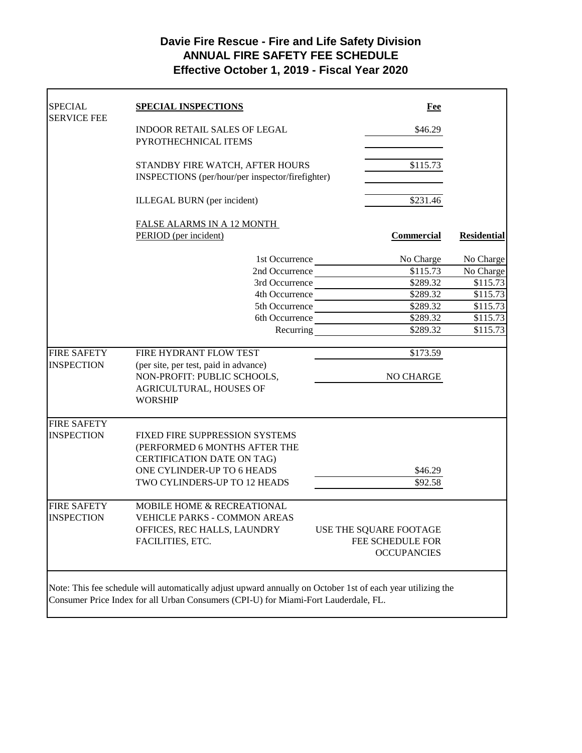# Davie Fire Rescue - Fire and Life Safety Division
## ANNUAL FIRE SAFETY FEE SCHEDULE
## Effective October 1, 2019 - Fiscal Year 2020

| | | | |
|---|---|---|---|
| SPECIAL SERVICE FEE | **SPECIAL INSPECTIONS** | **Fee** | |
| | INDOOR RETAIL SALES OF LEGAL PYROTHECHNICAL ITEMS | $46.29 | |
| | STANDBY FIRE WATCH, AFTER HOURS INSPECTIONS (per/hour/per inspector/firefighter) | $115.73 | |
| | ILLEGAL BURN (per incident) | $231.46 | |
| | FALSE ALARMS IN A 12 MONTH PERIOD (per incident) | **Commercial** | **Residential** |
| | 1st Occurrence | No Charge | No Charge |
| | 2nd Occurrence | $115.73 | No Charge |
| | 3rd Occurrence | $289.32 | $115.73 |
| | 4th Occurrence | $289.32 | $115.73 |
| | 5th Occurrence | $289.32 | $115.73 |
| | 6th Occurrence | $289.32 | $115.73 |
| | Recurring | $289.32 | $115.73 |
| FIRE SAFETY INSPECTION | FIRE HYDRANT FLOW TEST (per site, per test, paid in advance) | $173.59 | |
| | NON-PROFIT: PUBLIC SCHOOLS, AGRICULTURAL, HOUSES OF WORSHIP | NO CHARGE | |
| FIRE SAFETY INSPECTION | FIXED FIRE SUPPRESSION SYSTEMS (PERFORMED 6 MONTHS AFTER THE CERTIFICATION DATE ON TAG) | | |
| | ONE CYLINDER-UP TO 6 HEADS | $46.29 | |
| | TWO CYLINDERS-UP TO 12 HEADS | $92.58 | |
| FIRE SAFETY INSPECTION | MOBILE HOME & RECREATIONAL VEHICLE PARKS - COMMON AREAS OFFICES, REC HALLS, LAUNDRY FACILITIES, ETC. | USE THE SQUARE FOOTAGE FEE SCHEDULE FOR OCCUPANCIES | |

Note: This fee schedule will automatically adjust upward annually on October 1st of each year utilizing the Consumer Price Index for all Urban Consumers (CPI-U) for Miami-Fort Lauderdale, FL.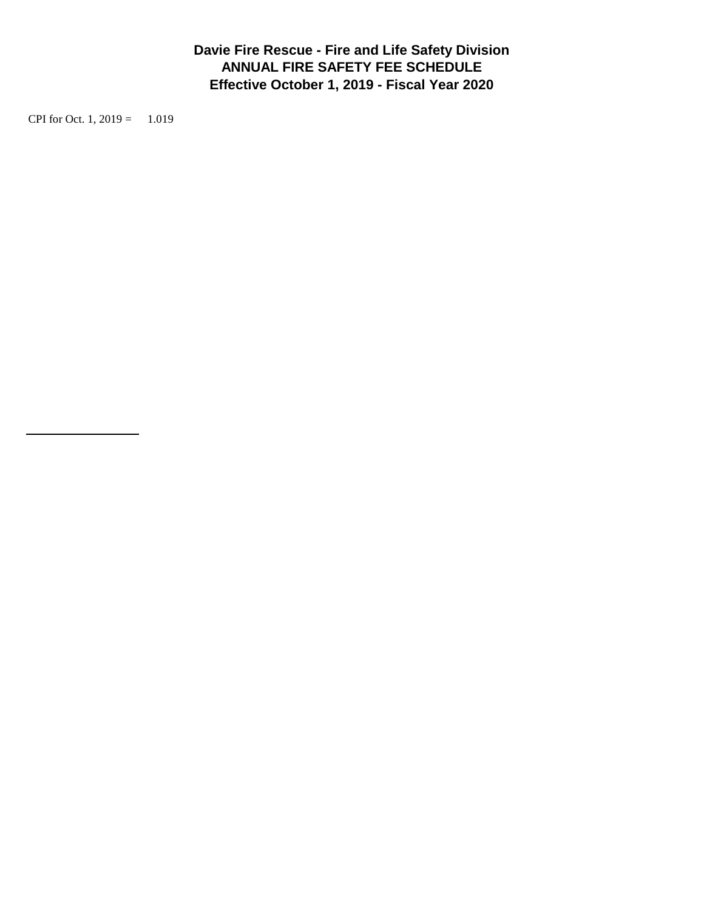# Davie Fire Rescue - Fire and Life Safety Division
## ANNUAL FIRE SAFETY FEE SCHEDULE
## Effective October 1, 2019 - Fiscal Year 2020

CPI for Oct. 1, 2019 = 1.019